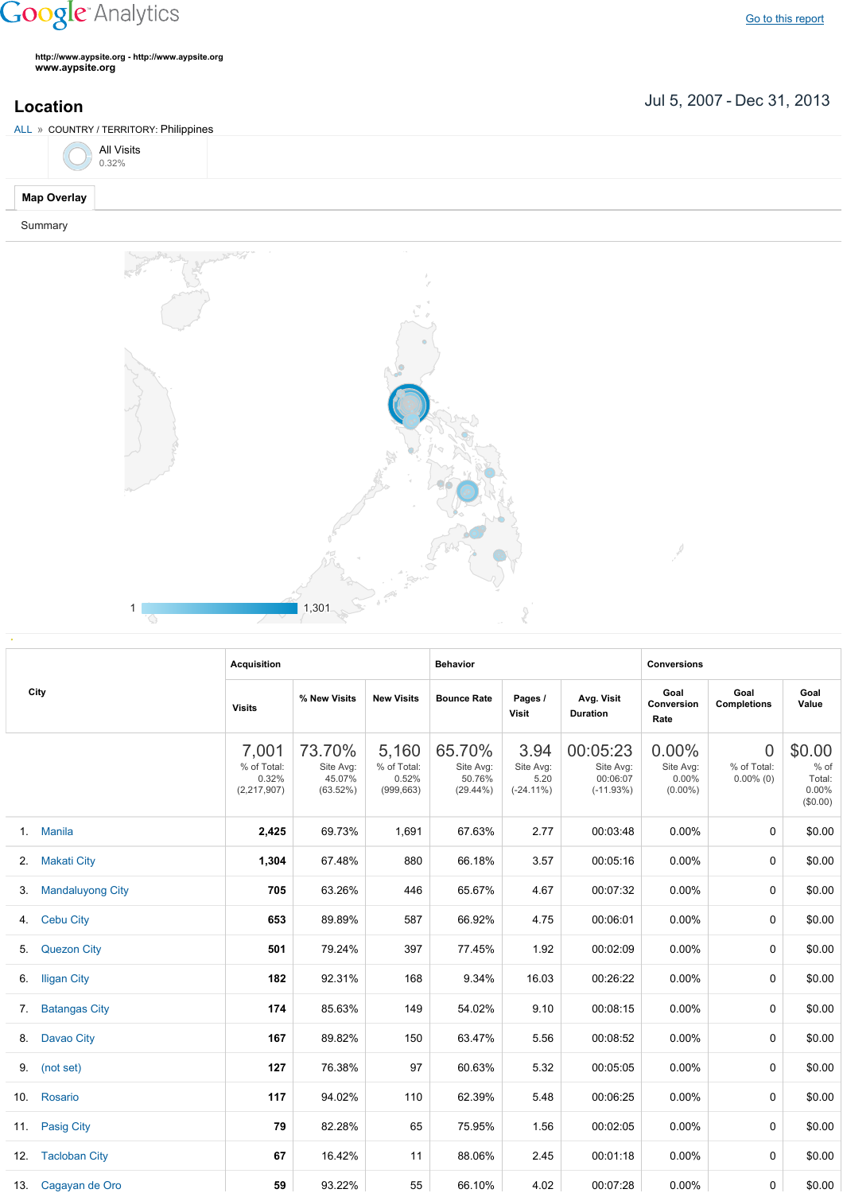Google Analytics

Go to this report

http://www.aypsite.org - http://www.aypsite.org
www.aypsite.org

# Location

Jul 5, 2007 - Dec 31, 2013

ALL » COUNTRY / TERRITORY: Philippines

All Visits
0.32%

**Map Overlay**

Summary

1 — 1,301

| City | Acquisition | | | Behavior | | | Conversions | | |
|---|---|---|---|---|---|---|---|---|---|
| | Visits | % New Visits | New Visits | Bounce Rate | Pages / Visit | Avg. Visit Duration | Goal Conversion Rate | Goal Completions | Goal Value |
| | 7,001 % of Total: 0.32% (2,217,907) | 73.70% Site Avg: 45.07% (63.52%) | 5,160 % of Total: 0.52% (999,663) | 65.70% Site Avg: 50.76% (29.44%) | 3.94 Site Avg: 5.20 (-24.11%) | 00:05:23 Site Avg: 00:06:07 (-11.93%) | 0.00% Site Avg: 0.00% (0.00%) | 0 % of Total: 0.00% (0) | $0.00 % of Total: 0.00% ($0.00) |
| 1. Manila | **2,425** | 69.73% | 1,691 | 67.63% | 2.77 | 00:03:48 | 0.00% | 0 | $0.00 |
| 2. Makati City | **1,304** | 67.48% | 880 | 66.18% | 3.57 | 00:05:16 | 0.00% | 0 | $0.00 |
| 3. Mandaluyong City | **705** | 63.26% | 446 | 65.67% | 4.67 | 00:07:32 | 0.00% | 0 | $0.00 |
| 4. Cebu City | **653** | 89.89% | 587 | 66.92% | 4.75 | 00:06:01 | 0.00% | 0 | $0.00 |
| 5. Quezon City | **501** | 79.24% | 397 | 77.45% | 1.92 | 00:02:09 | 0.00% | 0 | $0.00 |
| 6. Iligan City | **182** | 92.31% | 168 | 9.34% | 16.03 | 00:26:22 | 0.00% | 0 | $0.00 |
| 7. Batangas City | **174** | 85.63% | 149 | 54.02% | 9.10 | 00:08:15 | 0.00% | 0 | $0.00 |
| 8. Davao City | **167** | 89.82% | 150 | 63.47% | 5.56 | 00:08:52 | 0.00% | 0 | $0.00 |
| 9. (not set) | **127** | 76.38% | 97 | 60.63% | 5.32 | 00:05:05 | 0.00% | 0 | $0.00 |
| 10. Rosario | **117** | 94.02% | 110 | 62.39% | 5.48 | 00:06:25 | 0.00% | 0 | $0.00 |
| 11. Pasig City | **79** | 82.28% | 65 | 75.95% | 1.56 | 00:02:05 | 0.00% | 0 | $0.00 |
| 12. Tacloban City | **67** | 16.42% | 11 | 88.06% | 2.45 | 00:01:18 | 0.00% | 0 | $0.00 |
| 13. Cagayan de Oro | **59** | 93.22% | 55 | 66.10% | 4.02 | 00:07:28 | 0.00% | 0 | $0.00 |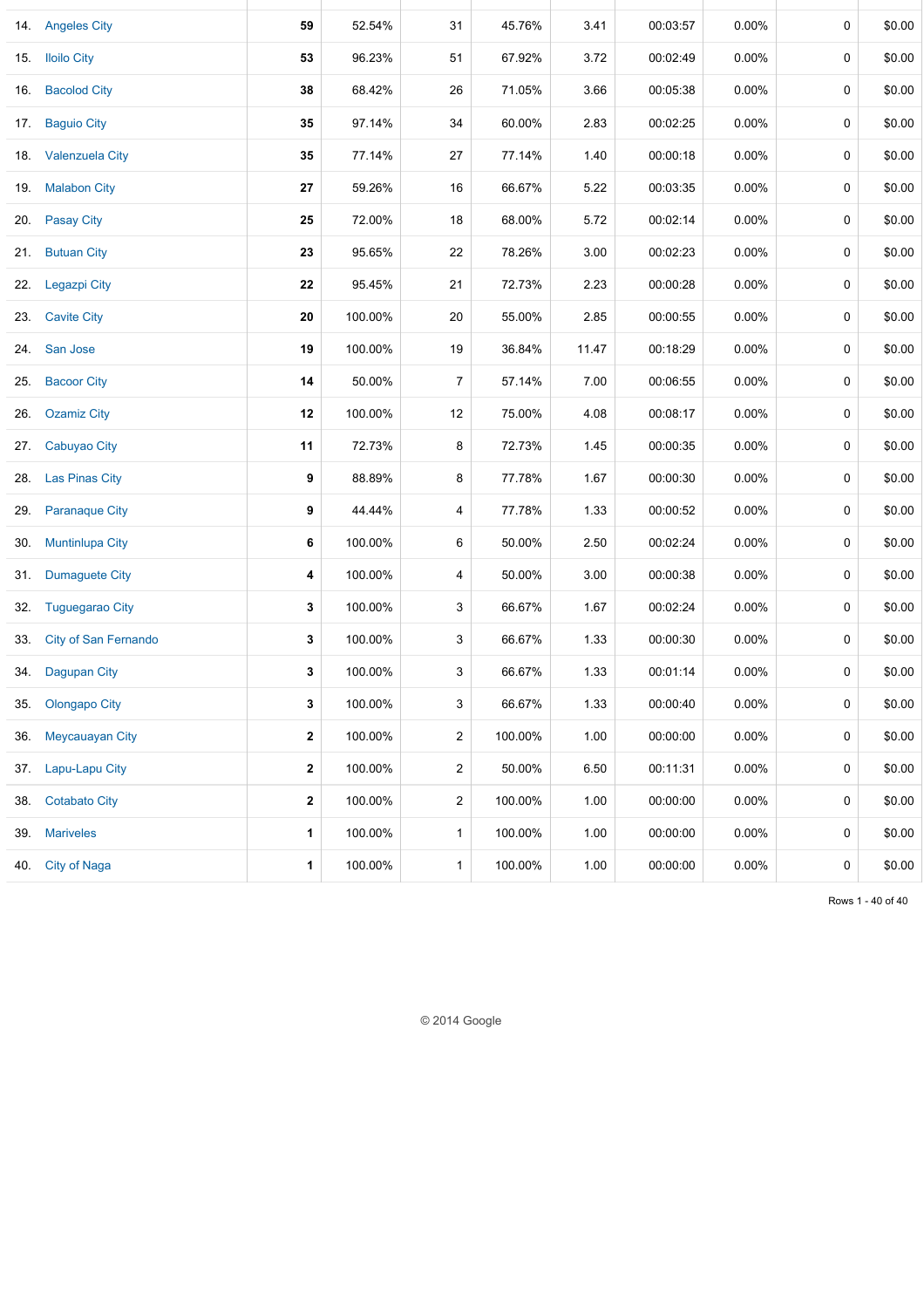| | | | | | | | | | |
|---|---|---|---|---|---|---|---|---|---|
| 14. | Angeles City | **59** | 52.54% | 31 | 45.76% | 3.41 | 00:03:57 | 0.00% | 0 | $0.00 |
| 15. | Iloilo City | **53** | 96.23% | 51 | 67.92% | 3.72 | 00:02:49 | 0.00% | 0 | $0.00 |
| 16. | Bacolod City | **38** | 68.42% | 26 | 71.05% | 3.66 | 00:05:38 | 0.00% | 0 | $0.00 |
| 17. | Baguio City | **35** | 97.14% | 34 | 60.00% | 2.83 | 00:02:25 | 0.00% | 0 | $0.00 |
| 18. | Valenzuela City | **35** | 77.14% | 27 | 77.14% | 1.40 | 00:00:18 | 0.00% | 0 | $0.00 |
| 19. | Malabon City | **27** | 59.26% | 16 | 66.67% | 5.22 | 00:03:35 | 0.00% | 0 | $0.00 |
| 20. | Pasay City | **25** | 72.00% | 18 | 68.00% | 5.72 | 00:02:14 | 0.00% | 0 | $0.00 |
| 21. | Butuan City | **23** | 95.65% | 22 | 78.26% | 3.00 | 00:02:23 | 0.00% | 0 | $0.00 |
| 22. | Legazpi City | **22** | 95.45% | 21 | 72.73% | 2.23 | 00:00:28 | 0.00% | 0 | $0.00 |
| 23. | Cavite City | **20** | 100.00% | 20 | 55.00% | 2.85 | 00:00:55 | 0.00% | 0 | $0.00 |
| 24. | San Jose | **19** | 100.00% | 19 | 36.84% | 11.47 | 00:18:29 | 0.00% | 0 | $0.00 |
| 25. | Bacoor City | **14** | 50.00% | 7 | 57.14% | 7.00 | 00:06:55 | 0.00% | 0 | $0.00 |
| 26. | Ozamiz City | **12** | 100.00% | 12 | 75.00% | 4.08 | 00:08:17 | 0.00% | 0 | $0.00 |
| 27. | Cabuyao City | **11** | 72.73% | 8 | 72.73% | 1.45 | 00:00:35 | 0.00% | 0 | $0.00 |
| 28. | Las Pinas City | **9** | 88.89% | 8 | 77.78% | 1.67 | 00:00:30 | 0.00% | 0 | $0.00 |
| 29. | Paranaque City | **9** | 44.44% | 4 | 77.78% | 1.33 | 00:00:52 | 0.00% | 0 | $0.00 |
| 30. | Muntinlupa City | **6** | 100.00% | 6 | 50.00% | 2.50 | 00:02:24 | 0.00% | 0 | $0.00 |
| 31. | Dumaguete City | **4** | 100.00% | 4 | 50.00% | 3.00 | 00:00:38 | 0.00% | 0 | $0.00 |
| 32. | Tuguegarao City | **3** | 100.00% | 3 | 66.67% | 1.67 | 00:02:24 | 0.00% | 0 | $0.00 |
| 33. | City of San Fernando | **3** | 100.00% | 3 | 66.67% | 1.33 | 00:00:30 | 0.00% | 0 | $0.00 |
| 34. | Dagupan City | **3** | 100.00% | 3 | 66.67% | 1.33 | 00:01:14 | 0.00% | 0 | $0.00 |
| 35. | Olongapo City | **3** | 100.00% | 3 | 66.67% | 1.33 | 00:00:40 | 0.00% | 0 | $0.00 |
| 36. | Meycauayan City | **2** | 100.00% | 2 | 100.00% | 1.00 | 00:00:00 | 0.00% | 0 | $0.00 |
| 37. | Lapu-Lapu City | **2** | 100.00% | 2 | 50.00% | 6.50 | 00:11:31 | 0.00% | 0 | $0.00 |
| 38. | Cotabato City | **2** | 100.00% | 2 | 100.00% | 1.00 | 00:00:00 | 0.00% | 0 | $0.00 |
| 39. | Mariveles | **1** | 100.00% | 1 | 100.00% | 1.00 | 00:00:00 | 0.00% | 0 | $0.00 |
| 40. | City of Naga | **1** | 100.00% | 1 | 100.00% | 1.00 | 00:00:00 | 0.00% | 0 | $0.00 |

Rows 1 - 40 of 40

© 2014 Google